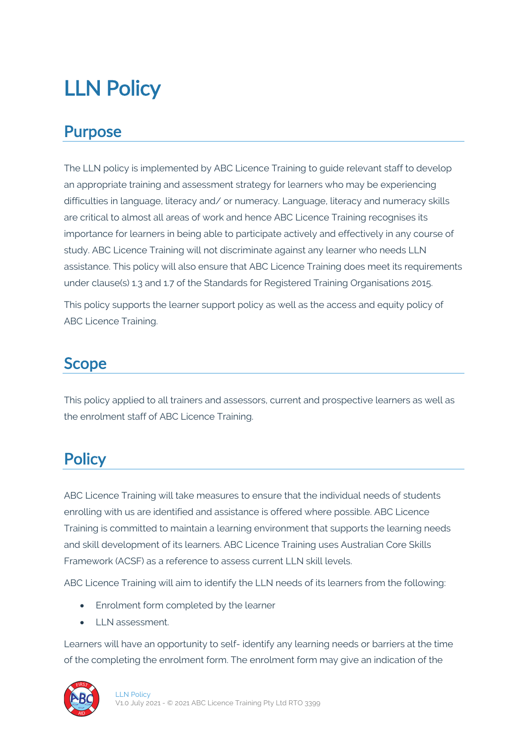# LLN Policy

## Purpose

The LLN policy is implemented by ABC Licence Training to guide relevant staff to develop an appropriate training and assessment strategy for learners who may be experiencing difficulties in language, literacy and/ or numeracy. Language, literacy and numeracy skills are critical to almost all areas of work and hence ABC Licence Training recognises its importance for learners in being able to participate actively and effectively in any course of study. ABC Licence Training will not discriminate against any learner who needs LLN assistance. This policy will also ensure that ABC Licence Training does meet its requirements under clause(s) 1.3 and 1.7 of the Standards for Registered Training Organisations 2015.

This policy supports the learner support policy as well as the access and equity policy of ABC Licence Training.

## Scope

This policy applied to all trainers and assessors, current and prospective learners as well as the enrolment staff of ABC Licence Training.

## Policy

ABC Licence Training will take measures to ensure that the individual needs of students enrolling with us are identified and assistance is offered where possible. ABC Licence Training is committed to maintain a learning environment that supports the learning needs and skill development of its learners. ABC Licence Training uses Australian Core Skills Framework (ACSF) as a reference to assess current LLN skill levels.

ABC Licence Training will aim to identify the LLN needs of its learners from the following:

- Enrolment form completed by the learner
- LLN assessment.

Learners will have an opportunity to self- identify any learning needs or barriers at the time of the completing the enrolment form. The enrolment form may give an indication of the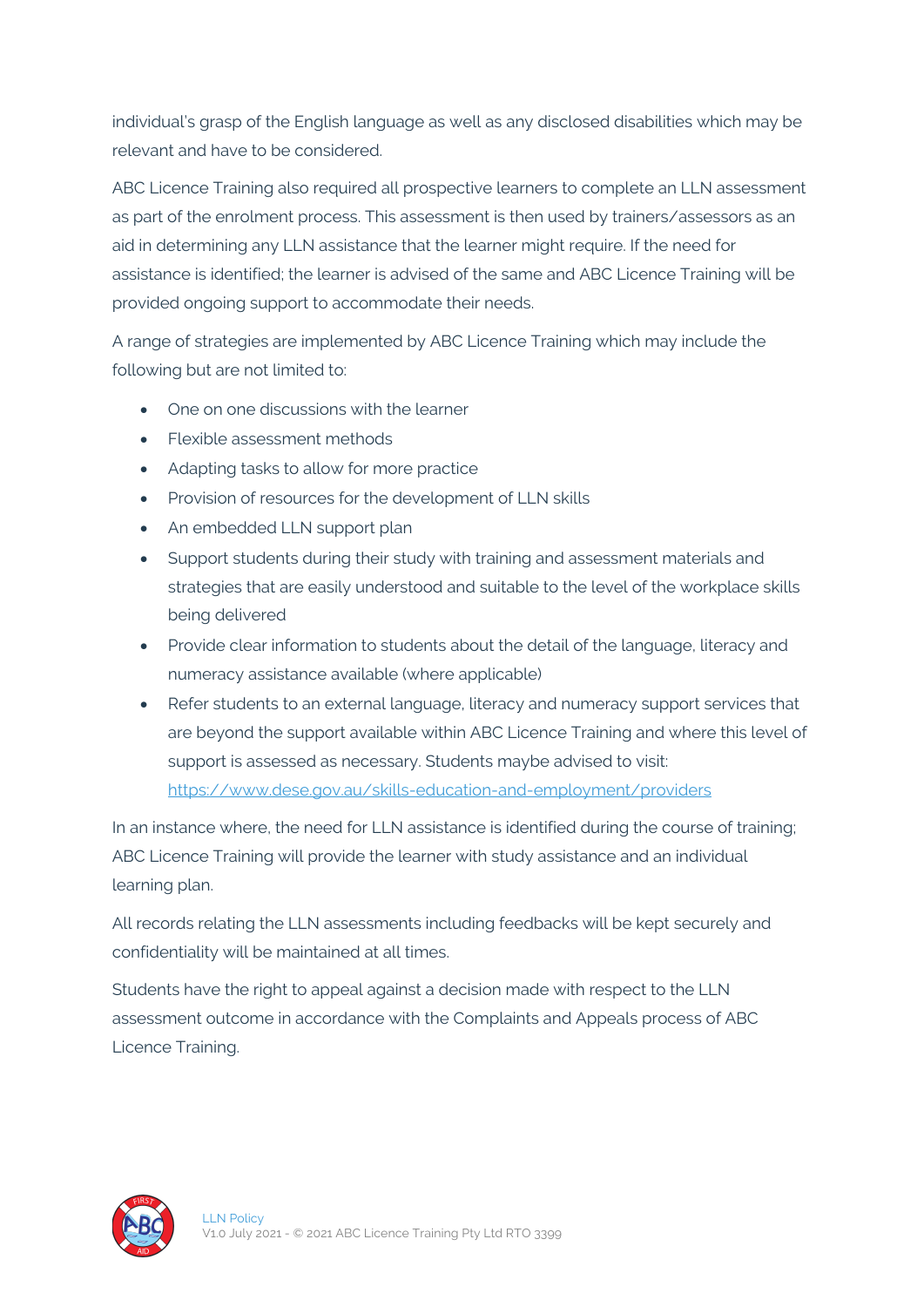individual's grasp of the English language as well as any disclosed disabilities which may be relevant and have to be considered.

ABC Licence Training also required all prospective learners to complete an LLN assessment as part of the enrolment process. This assessment is then used by trainers/assessors as an aid in determining any LLN assistance that the learner might require. If the need for assistance is identified; the learner is advised of the same and ABC Licence Training will be provided ongoing support to accommodate their needs.

A range of strategies are implemented by ABC Licence Training which may include the following but are not limited to:

- One on one discussions with the learner
- Flexible assessment methods
- Adapting tasks to allow for more practice
- Provision of resources for the development of LLN skills
- An embedded LLN support plan
- Support students during their study with training and assessment materials and strategies that are easily understood and suitable to the level of the workplace skills being delivered
- Provide clear information to students about the detail of the language, literacy and numeracy assistance available (where applicable)
- Refer students to an external language, literacy and numeracy support services that are beyond the support available within ABC Licence Training and where this level of support is assessed as necessary. Students maybe advised to visit: [https://www.dese.gov.au/skills-education-and-employment/providers](https://www.dese.gov.au/skills-education-and-employment/providers)

In an instance where, the need for LLN assistance is identified during the course of training; ABC Licence Training will provide the learner with study assistance and an individual learning plan.

All records relating the LLN assessments including feedbacks will be kept securely and confidentiality will be maintained at all times.

Students have the right to appeal against a decision made with respect to the LLN assessment outcome in accordance with the Complaints and Appeals process of ABC Licence Training.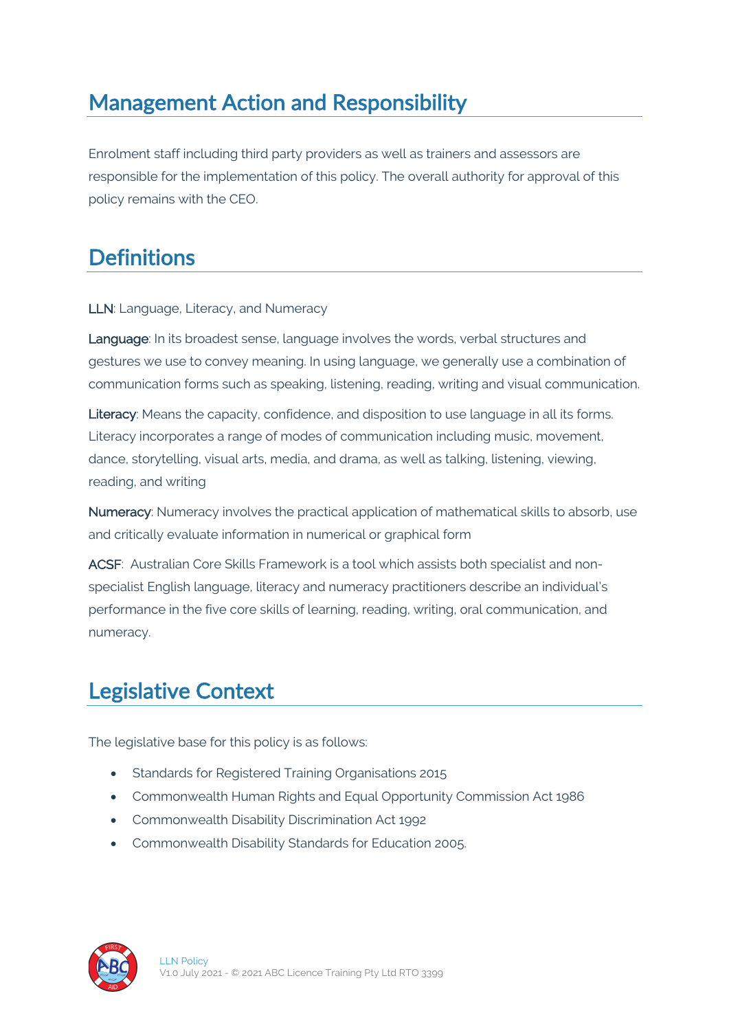## Management Action and Responsibility

Enrolment staff including third party providers as well as trainers and assessors are responsible for the implementation of this policy. The overall authority for approval of this policy remains with the CEO.

## Definitions

LLN: Language, Literacy, and Numeracy

Language: In its broadest sense, language involves the words, verbal structures and gestures we use to convey meaning. In using language, we generally use a combination of communication forms such as speaking, listening, reading, writing and visual communication.

Literacy: Means the capacity, confidence, and disposition to use language in all its forms. Literacy incorporates a range of modes of communication including music, movement, dance, storytelling, visual arts, media, and drama, as well as talking, listening, viewing, reading, and writing

Numeracy: Numeracy involves the practical application of mathematical skills to absorb, use and critically evaluate information in numerical or graphical form

ACSF: Australian Core Skills Framework is a tool which assists both specialist and non-specialist English language, literacy and numeracy practitioners describe an individual's performance in the five core skills of learning, reading, writing, oral communication, and numeracy.

## Legislative Context

The legislative base for this policy is as follows:

- Standards for Registered Training Organisations 2015
- Commonwealth Human Rights and Equal Opportunity Commission Act 1986
- Commonwealth Disability Discrimination Act 1992
- Commonwealth Disability Standards for Education 2005.